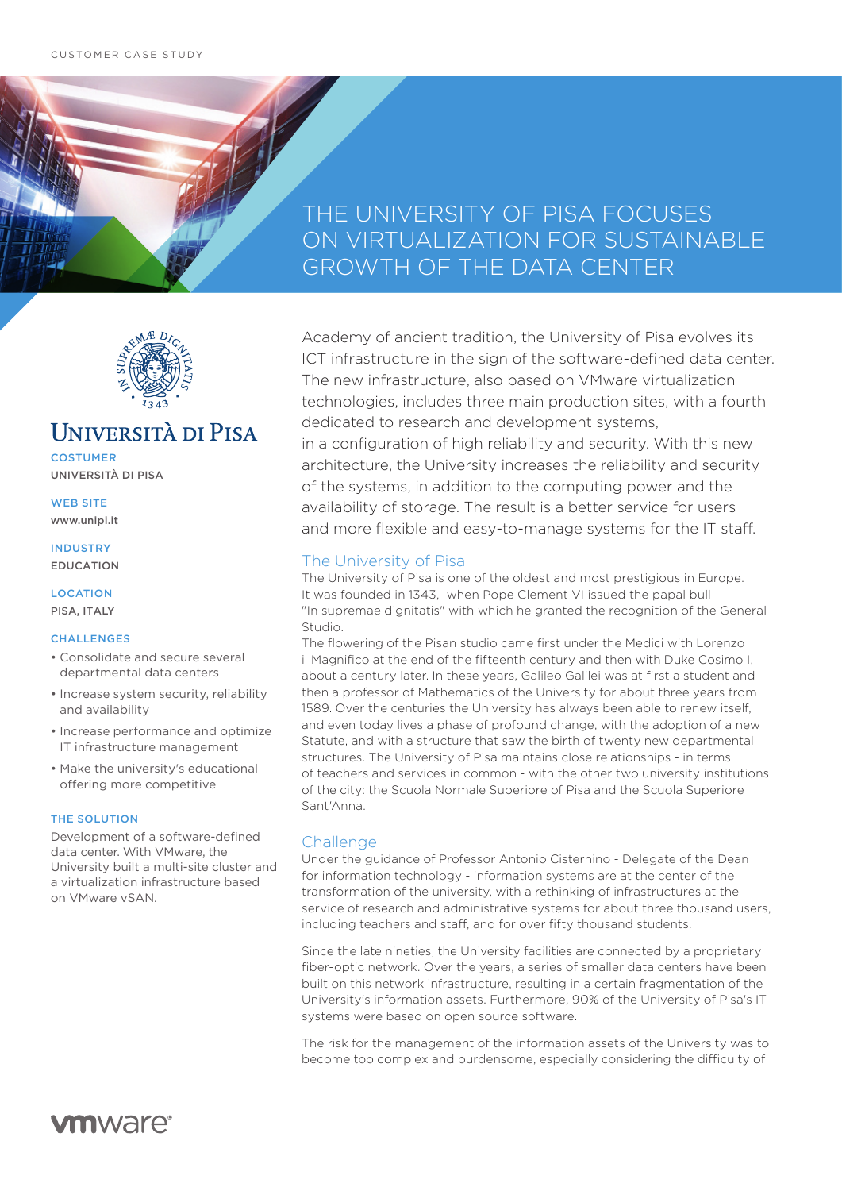CUSTOMER CASE STUDY

# THE UNIVERSITY OF PISA FOCUSES ON VIRTUALIZATION FOR SUSTAINABLE GROWTH OF THE DATA CENTER

UNIVERSITÀ DI PISA

**COSTUMER**
UNIVERSITÀ DI PISA

**WEB SITE**
www.unipi.it

**INDUSTRY**
EDUCATION

**LOCATION**
PISA, ITALY

**CHALLENGES**

- Consolidate and secure several departmental data centers
- Increase system security, reliability and availability
- Increase performance and optimize IT infrastructure management
- Make the university's educational offering more competitive

**THE SOLUTION**

Development of a software-defined data center. With VMware, the University built a multi-site cluster and a virtualization infrastructure based on VMware vSAN.

Academy of ancient tradition, the University of Pisa evolves its ICT infrastructure in the sign of the software-defined data center. The new infrastructure, also based on VMware virtualization technologies, includes three main production sites, with a fourth dedicated to research and development systems, in a configuration of high reliability and security. With this new architecture, the University increases the reliability and security of the systems, in addition to the computing power and the availability of storage. The result is a better service for users and more flexible and easy-to-manage systems for the IT staff.

## The University of Pisa

The University of Pisa is one of the oldest and most prestigious in Europe. It was founded in 1343, when Pope Clement VI issued the papal bull "In supremae dignitatis" with which he granted the recognition of the General Studio.
The flowering of the Pisan studio came first under the Medici with Lorenzo il Magnifico at the end of the fifteenth century and then with Duke Cosimo I, about a century later. In these years, Galileo Galilei was at first a student and then a professor of Mathematics of the University for about three years from 1589. Over the centuries the University has always been able to renew itself, and even today lives a phase of profound change, with the adoption of a new Statute, and with a structure that saw the birth of twenty new departmental structures. The University of Pisa maintains close relationships - in terms of teachers and services in common - with the other two university institutions of the city: the Scuola Normale Superiore of Pisa and the Scuola Superiore Sant'Anna.

## Challenge

Under the guidance of Professor Antonio Cisternino - Delegate of the Dean for information technology - information systems are at the center of the transformation of the university, with a rethinking of infrastructures at the service of research and administrative systems for about three thousand users, including teachers and staff, and for over fifty thousand students.

Since the late nineties, the University facilities are connected by a proprietary fiber-optic network. Over the years, a series of smaller data centers have been built on this network infrastructure, resulting in a certain fragmentation of the University's information assets. Furthermore, 90% of the University of Pisa's IT systems were based on open source software.

The risk for the management of the information assets of the University was to become too complex and burdensome, especially considering the difficulty of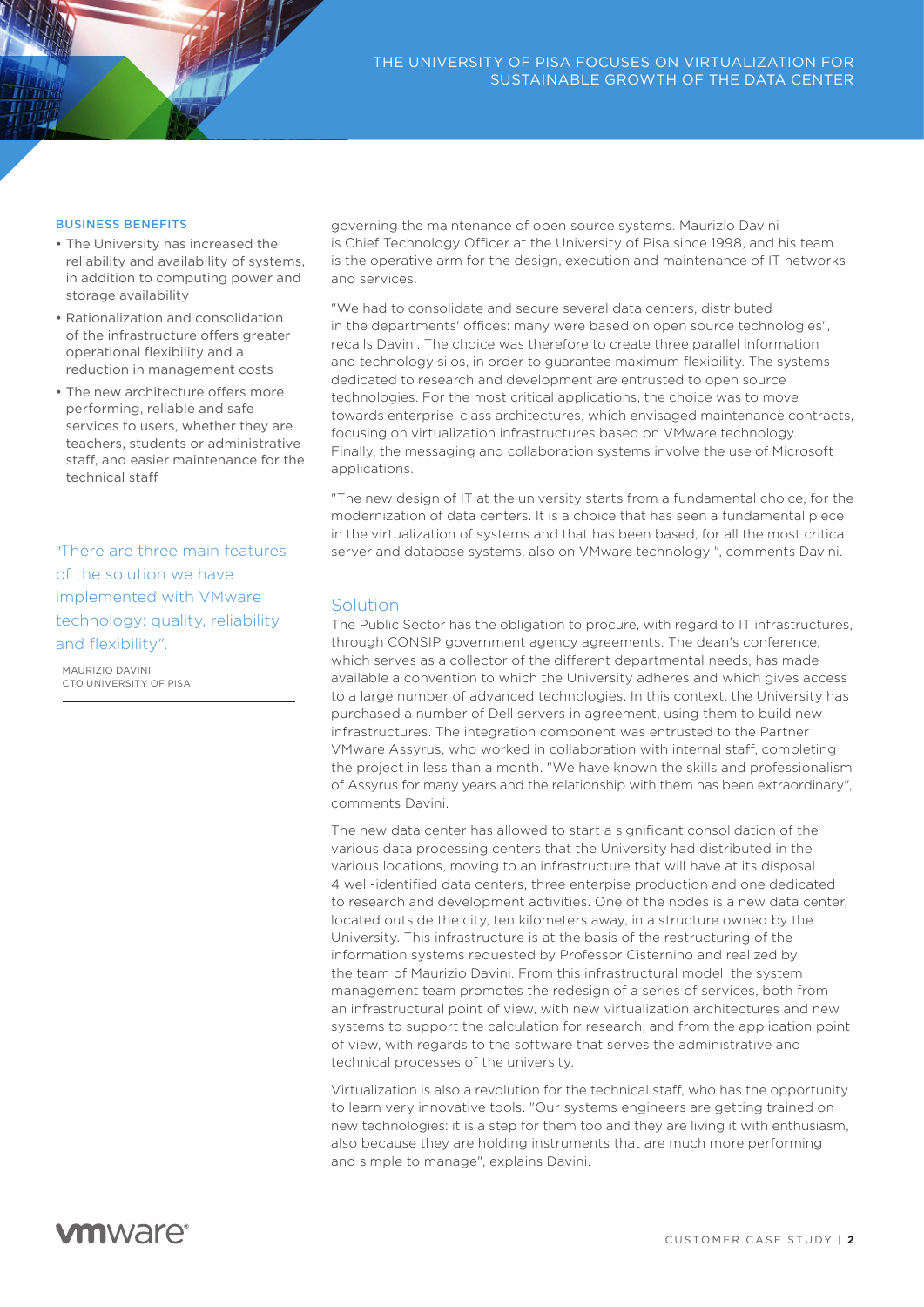### BUSINESS BENEFITS

- The University has increased the reliability and availability of systems, in addition to computing power and storage availability
- Rationalization and consolidation of the infrastructure offers greater operational flexibility and a reduction in management costs
- The new architecture offers more performing, reliable and safe services to users, whether they are teachers, students or administrative staff, and easier maintenance for the technical staff

"There are three main features of the solution we have implemented with VMware technology: quality, reliability and flexibility".

MAURIZIO DAVINI
CTO UNIVERSITY OF PISA

governing the maintenance of open source systems. Maurizio Davini is Chief Technology Officer at the University of Pisa since 1998, and his team is the operative arm for the design, execution and maintenance of IT networks and services.

"We had to consolidate and secure several data centers, distributed in the departments' offices: many were based on open source technologies", recalls Davini. The choice was therefore to create three parallel information and technology silos, in order to guarantee maximum flexibility. The systems dedicated to research and development are entrusted to open source technologies. For the most critical applications, the choice was to move towards enterprise-class architectures, which envisaged maintenance contracts, focusing on virtualization infrastructures based on VMware technology. Finally, the messaging and collaboration systems involve the use of Microsoft applications.

"The new design of IT at the university starts from a fundamental choice, for the modernization of data centers. It is a choice that has seen a fundamental piece in the virtualization of systems and that has been based, for all the most critical server and database systems, also on VMware technology ", comments Davini.

## Solution

The Public Sector has the obligation to procure, with regard to IT infrastructures, through CONSIP government agency agreements. The dean's conference, which serves as a collector of the different departmental needs, has made available a convention to which the University adheres and which gives access to a large number of advanced technologies. In this context, the University has purchased a number of Dell servers in agreement, using them to build new infrastructures. The integration component was entrusted to the Partner VMware Assyrus, who worked in collaboration with internal staff, completing the project in less than a month. "We have known the skills and professionalism of Assyrus for many years and the relationship with them has been extraordinary", comments Davini.

The new data center has allowed to start a significant consolidation of the various data processing centers that the University had distributed in the various locations, moving to an infrastructure that will have at its disposal 4 well-identified data centers, three enterprise production and one dedicated to research and development activities. One of the nodes is a new data center, located outside the city, ten kilometers away, in a structure owned by the University. This infrastructure is at the basis of the restructuring of the information systems requested by Professor Cisternino and realized by the team of Maurizio Davini. From this infrastructural model, the system management team promotes the redesign of a series of services, both from an infrastructural point of view, with new virtualization architectures and new systems to support the calculation for research, and from the application point of view, with regards to the software that serves the administrative and technical processes of the university.

Virtualization is also a revolution for the technical staff, who has the opportunity to learn very innovative tools. "Our systems engineers are getting trained on new technologies: it is a step for them too and they are living it with enthusiasm, also because they are holding instruments that are much more performing and simple to manage", explains Davini.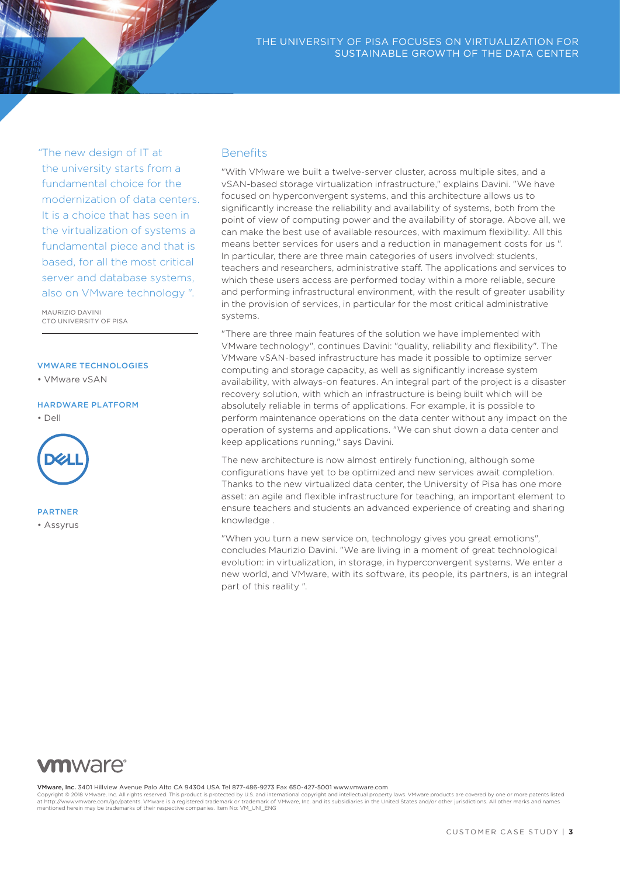"The new design of IT at the university starts from a fundamental choice for the modernization of data centers. It is a choice that has seen in the virtualization of systems a fundamental piece and that is based, for all the most critical server and database systems, also on VMware technology ".

MAURIZIO DAVINI
CTO UNIVERSITY OF PISA

**VMWARE TECHNOLOGIES**

- VMware vSAN

**HARDWARE PLATFORM**

- Dell

**PARTNER**

- Assyrus

## Benefits

"With VMware we built a twelve-server cluster, across multiple sites, and a vSAN-based storage virtualization infrastructure," explains Davini. "We have focused on hyperconvergent systems, and this architecture allows us to significantly increase the reliability and availability of systems, both from the point of view of computing power and the availability of storage. Above all, we can make the best use of available resources, with maximum flexibility. All this means better services for users and a reduction in management costs for us ". In particular, there are three main categories of users involved: students, teachers and researchers, administrative staff. The applications and services to which these users access are performed today within a more reliable, secure and performing infrastructural environment, with the result of greater usability in the provision of services, in particular for the most critical administrative systems.

"There are three main features of the solution we have implemented with VMware technology", continues Davini: "quality, reliability and flexibility". The VMware vSAN-based infrastructure has made it possible to optimize server computing and storage capacity, as well as significantly increase system availability, with always-on features. An integral part of the project is a disaster recovery solution, with which an infrastructure is being built which will be absolutely reliable in terms of applications. For example, it is possible to perform maintenance operations on the data center without any impact on the operation of systems and applications. "We can shut down a data center and keep applications running," says Davini.

The new architecture is now almost entirely functioning, although some configurations have yet to be optimized and new services await completion. Thanks to the new virtualized data center, the University of Pisa has one more asset: an agile and flexible infrastructure for teaching, an important element to ensure teachers and students an advanced experience of creating and sharing knowledge .

"When you turn a new service on, technology gives you great emotions", concludes Maurizio Davini. "We are living in a moment of great technological evolution: in virtualization, in storage, in hyperconvergent systems. We enter a new world, and VMware, with its software, its people, its partners, is an integral part of this reality ".

**VMware, Inc.** 3401 Hillview Avenue Palo Alto CA 94304 USA Tel 877-486-9273 Fax 650-427-5001 www.vmware.com
Copyright © 2018 VMware, Inc. All rights reserved. This product is protected by U.S. and international copyright and intellectual property laws. VMware products are covered by one or more patents listed at http://www.vmware.com/go/patents. VMware is a registered trademark or trademark of VMware, Inc. and its subsidiaries in the United States and/or other jurisdictions. All other marks and names mentioned herein may be trademarks of their respective companies. Item No: VM_UNI_ENG